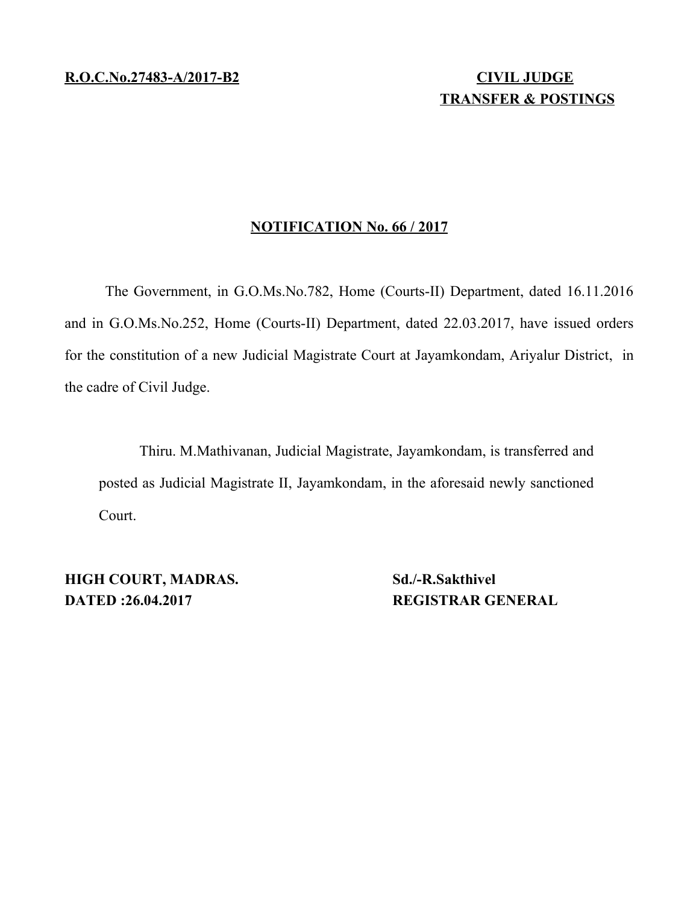**R.O.C.No.27483-A/2017-B2**

**CIVIL JUDGE**
**TRANSFER & POSTINGS**

## NOTIFICATION No. 66 / 2017

The Government, in G.O.Ms.No.782, Home (Courts-II) Department, dated 16.11.2016 and in G.O.Ms.No.252, Home (Courts-II) Department, dated 22.03.2017, have issued orders for the constitution of a new Judicial Magistrate Court at Jayamkondam, Ariyalur District, in the cadre of Civil Judge.

Thiru. M.Mathivanan, Judicial Magistrate, Jayamkondam, is transferred and posted as Judicial Magistrate II, Jayamkondam, in the aforesaid newly sanctioned Court.

**HIGH COURT, MADRAS.**
**DATED :26.04.2017**

**Sd./-R.Sakthivel**
**REGISTRAR GENERAL**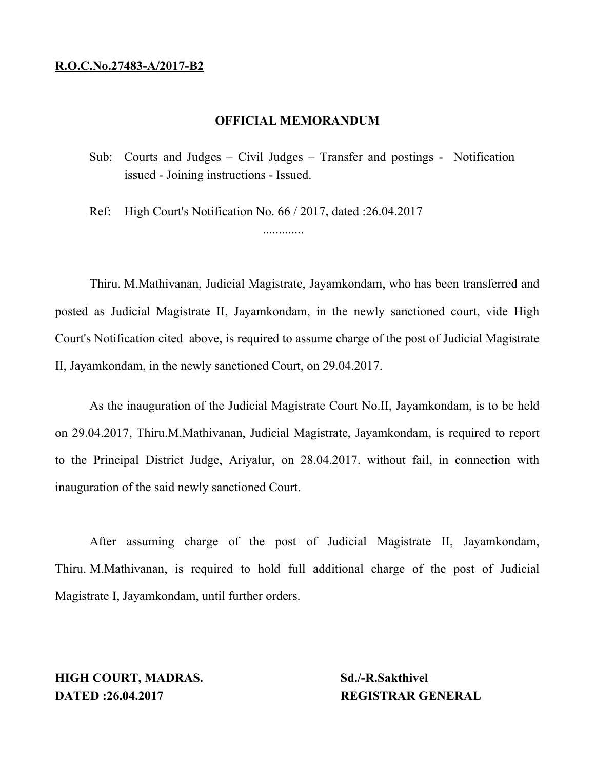**R.O.C.No.27483-A/2017-B2**

## OFFICIAL MEMORANDUM

Sub: Courts and Judges – Civil Judges – Transfer and postings - Notification issued - Joining instructions - Issued.

Ref: High Court's Notification No. 66 / 2017, dated :26.04.2017

.............

Thiru. M.Mathivanan, Judicial Magistrate, Jayamkondam, who has been transferred and posted as Judicial Magistrate II, Jayamkondam, in the newly sanctioned court, vide High Court's Notification cited above, is required to assume charge of the post of Judicial Magistrate II, Jayamkondam, in the newly sanctioned Court, on 29.04.2017.

As the inauguration of the Judicial Magistrate Court No.II, Jayamkondam, is to be held on 29.04.2017, Thiru.M.Mathivanan, Judicial Magistrate, Jayamkondam, is required to report to the Principal District Judge, Ariyalur, on 28.04.2017. without fail, in connection with inauguration of the said newly sanctioned Court.

After assuming charge of the post of Judicial Magistrate II, Jayamkondam, Thiru. M.Mathivanan, is required to hold full additional charge of the post of Judicial Magistrate I, Jayamkondam, until further orders.

**HIGH COURT, MADRAS.**
**DATED :26.04.2017**

**Sd./-R.Sakthivel**
**REGISTRAR GENERAL**